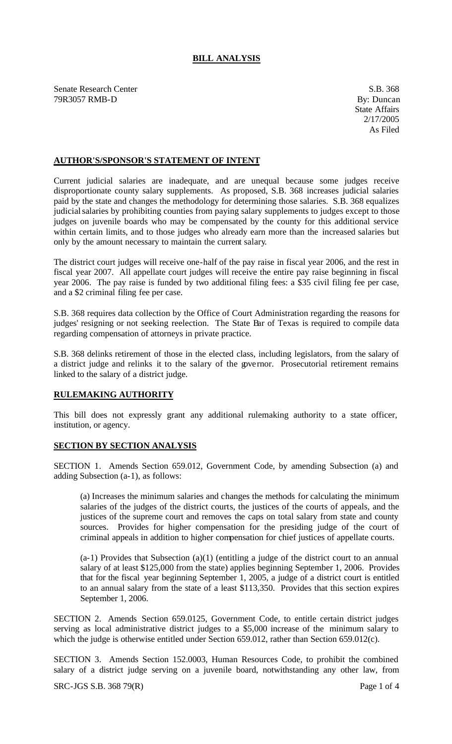# BILL ANALYSIS

Senate Research Center
79R3057 RMB-D

S.B. 368
By: Duncan
State Affairs
2/17/2005
As Filed

## AUTHOR'S/SPONSOR'S STATEMENT OF INTENT

Current judicial salaries are inadequate, and are unequal because some judges receive disproportionate county salary supplements. As proposed, S.B. 368 increases judicial salaries paid by the state and changes the methodology for determining those salaries. S.B. 368 equalizes judicial salaries by prohibiting counties from paying salary supplements to judges except to those judges on juvenile boards who may be compensated by the county for this additional service within certain limits, and to those judges who already earn more than the increased salaries but only by the amount necessary to maintain the current salary.

The district court judges will receive one-half of the pay raise in fiscal year 2006, and the rest in fiscal year 2007. All appellate court judges will receive the entire pay raise beginning in fiscal year 2006. The pay raise is funded by two additional filing fees: a $35 civil filing fee per case, and a $2 criminal filing fee per case.

S.B. 368 requires data collection by the Office of Court Administration regarding the reasons for judges' resigning or not seeking reelection. The State Bar of Texas is required to compile data regarding compensation of attorneys in private practice.

S.B. 368 delinks retirement of those in the elected class, including legislators, from the salary of a district judge and relinks it to the salary of the governor. Prosecutorial retirement remains linked to the salary of a district judge.

## RULEMAKING AUTHORITY

This bill does not expressly grant any additional rulemaking authority to a state officer, institution, or agency.

## SECTION BY SECTION ANALYSIS

SECTION 1. Amends Section 659.012, Government Code, by amending Subsection (a) and adding Subsection (a-1), as follows:

(a) Increases the minimum salaries and changes the methods for calculating the minimum salaries of the judges of the district courts, the justices of the courts of appeals, and the justices of the supreme court and removes the caps on total salary from state and county sources. Provides for higher compensation for the presiding judge of the court of criminal appeals in addition to higher compensation for chief justices of appellate courts.

(a-1) Provides that Subsection (a)(1) (entitling a judge of the district court to an annual salary of at least $125,000 from the state) applies beginning September 1, 2006. Provides that for the fiscal year beginning September 1, 2005, a judge of a district court is entitled to an annual salary from the state of a least $113,350. Provides that this section expires September 1, 2006.

SECTION 2. Amends Section 659.0125, Government Code, to entitle certain district judges serving as local administrative district judges to a $5,000 increase of the minimum salary to which the judge is otherwise entitled under Section 659.012, rather than Section 659.012(c).

SECTION 3. Amends Section 152.0003, Human Resources Code, to prohibit the combined salary of a district judge serving on a juvenile board, notwithstanding any other law, from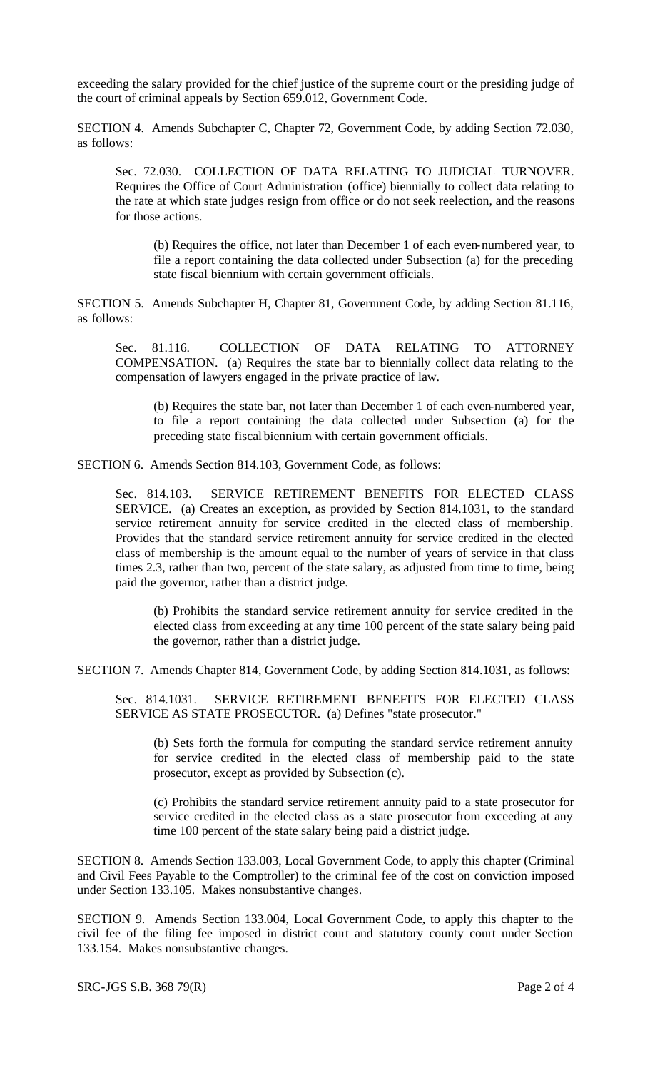exceeding the salary provided for the chief justice of the supreme court or the presiding judge of the court of criminal appeals by Section 659.012, Government Code.

SECTION 4. Amends Subchapter C, Chapter 72, Government Code, by adding Section 72.030, as follows:

> Sec. 72.030. COLLECTION OF DATA RELATING TO JUDICIAL TURNOVER. Requires the Office of Court Administration (office) biennially to collect data relating to the rate at which state judges resign from office or do not seek reelection, and the reasons for those actions.
>
> > (b) Requires the office, not later than December 1 of each even-numbered year, to file a report containing the data collected under Subsection (a) for the preceding state fiscal biennium with certain government officials.

SECTION 5. Amends Subchapter H, Chapter 81, Government Code, by adding Section 81.116, as follows:

> Sec. 81.116. COLLECTION OF DATA RELATING TO ATTORNEY COMPENSATION. (a) Requires the state bar to biennially collect data relating to the compensation of lawyers engaged in the private practice of law.
>
> > (b) Requires the state bar, not later than December 1 of each even-numbered year, to file a report containing the data collected under Subsection (a) for the preceding state fiscal biennium with certain government officials.

SECTION 6. Amends Section 814.103, Government Code, as follows:

> Sec. 814.103. SERVICE RETIREMENT BENEFITS FOR ELECTED CLASS SERVICE. (a) Creates an exception, as provided by Section 814.1031, to the standard service retirement annuity for service credited in the elected class of membership. Provides that the standard service retirement annuity for service credited in the elected class of membership is the amount equal to the number of years of service in that class times 2.3, rather than two, percent of the state salary, as adjusted from time to time, being paid the governor, rather than a district judge.
>
> > (b) Prohibits the standard service retirement annuity for service credited in the elected class from exceeding at any time 100 percent of the state salary being paid the governor, rather than a district judge.

SECTION 7. Amends Chapter 814, Government Code, by adding Section 814.1031, as follows:

> Sec. 814.1031. SERVICE RETIREMENT BENEFITS FOR ELECTED CLASS SERVICE AS STATE PROSECUTOR. (a) Defines "state prosecutor."
>
> > (b) Sets forth the formula for computing the standard service retirement annuity for service credited in the elected class of membership paid to the state prosecutor, except as provided by Subsection (c).
> >
> > (c) Prohibits the standard service retirement annuity paid to a state prosecutor for service credited in the elected class as a state prosecutor from exceeding at any time 100 percent of the state salary being paid a district judge.

SECTION 8. Amends Section 133.003, Local Government Code, to apply this chapter (Criminal and Civil Fees Payable to the Comptroller) to the criminal fee of the cost on conviction imposed under Section 133.105. Makes nonsubstantive changes.

SECTION 9. Amends Section 133.004, Local Government Code, to apply this chapter to the civil fee of the filing fee imposed in district court and statutory county court under Section 133.154. Makes nonsubstantive changes.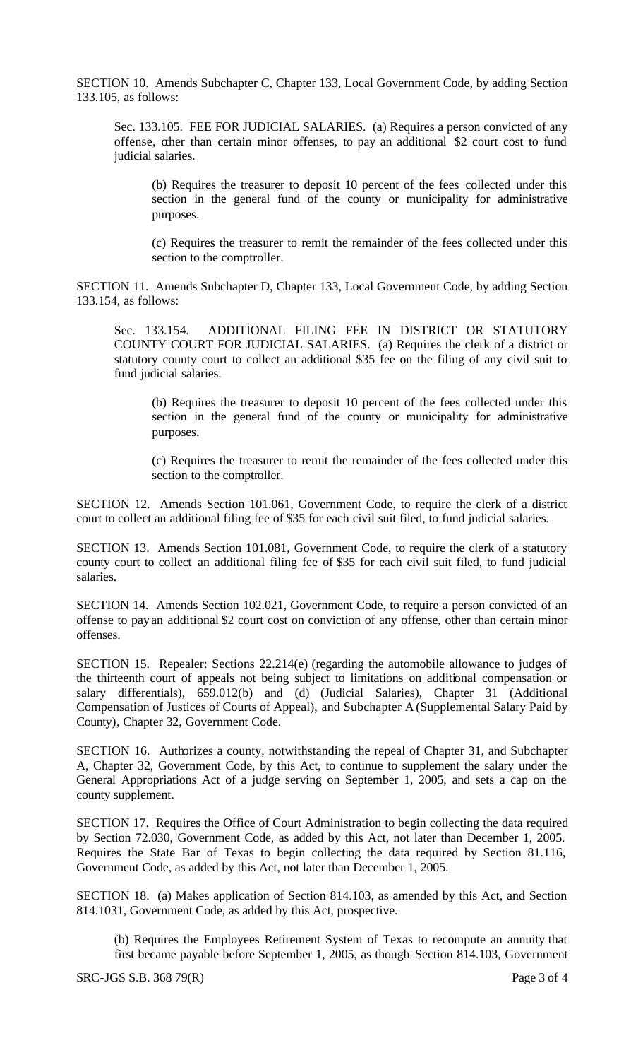SECTION 10. Amends Subchapter C, Chapter 133, Local Government Code, by adding Section 133.105, as follows:

Sec. 133.105. FEE FOR JUDICIAL SALARIES. (a) Requires a person convicted of any offense, other than certain minor offenses, to pay an additional $2 court cost to fund judicial salaries.

(b) Requires the treasurer to deposit 10 percent of the fees collected under this section in the general fund of the county or municipality for administrative purposes.

(c) Requires the treasurer to remit the remainder of the fees collected under this section to the comptroller.

SECTION 11. Amends Subchapter D, Chapter 133, Local Government Code, by adding Section 133.154, as follows:

Sec. 133.154. ADDITIONAL FILING FEE IN DISTRICT OR STATUTORY COUNTY COURT FOR JUDICIAL SALARIES. (a) Requires the clerk of a district or statutory county court to collect an additional $35 fee on the filing of any civil suit to fund judicial salaries.

(b) Requires the treasurer to deposit 10 percent of the fees collected under this section in the general fund of the county or municipality for administrative purposes.

(c) Requires the treasurer to remit the remainder of the fees collected under this section to the comptroller.

SECTION 12. Amends Section 101.061, Government Code, to require the clerk of a district court to collect an additional filing fee of $35 for each civil suit filed, to fund judicial salaries.

SECTION 13. Amends Section 101.081, Government Code, to require the clerk of a statutory county court to collect an additional filing fee of $35 for each civil suit filed, to fund judicial salaries.

SECTION 14. Amends Section 102.021, Government Code, to require a person convicted of an offense to pay an additional $2 court cost on conviction of any offense, other than certain minor offenses.

SECTION 15. Repealer: Sections 22.214(e) (regarding the automobile allowance to judges of the thirteenth court of appeals not being subject to limitations on additional compensation or salary differentials), 659.012(b) and (d) (Judicial Salaries), Chapter 31 (Additional Compensation of Justices of Courts of Appeal), and Subchapter A (Supplemental Salary Paid by County), Chapter 32, Government Code.

SECTION 16. Authorizes a county, notwithstanding the repeal of Chapter 31, and Subchapter A, Chapter 32, Government Code, by this Act, to continue to supplement the salary under the General Appropriations Act of a judge serving on September 1, 2005, and sets a cap on the county supplement.

SECTION 17. Requires the Office of Court Administration to begin collecting the data required by Section 72.030, Government Code, as added by this Act, not later than December 1, 2005. Requires the State Bar of Texas to begin collecting the data required by Section 81.116, Government Code, as added by this Act, not later than December 1, 2005.

SECTION 18. (a) Makes application of Section 814.103, as amended by this Act, and Section 814.1031, Government Code, as added by this Act, prospective.

(b) Requires the Employees Retirement System of Texas to recompute an annuity that first became payable before September 1, 2005, as though Section 814.103, Government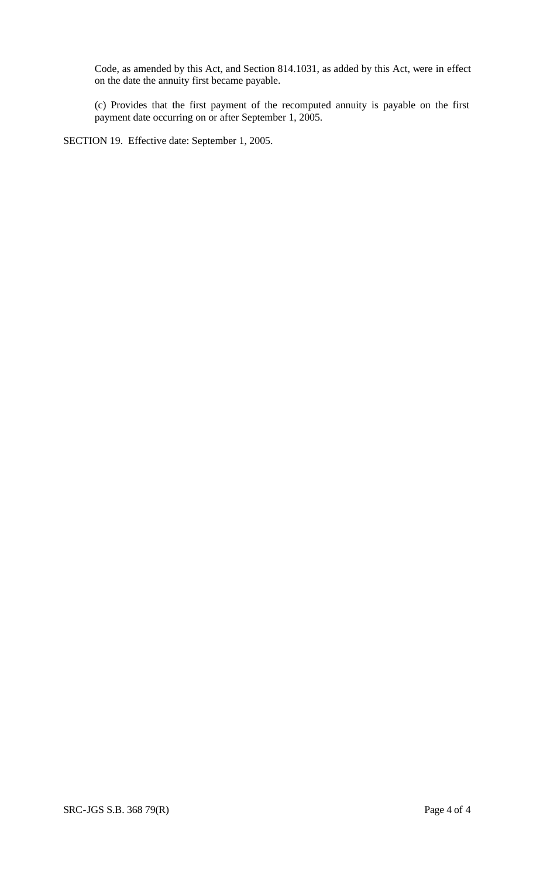Code, as amended by this Act, and Section 814.1031, as added by this Act, were in effect on the date the annuity first became payable.

(c) Provides that the first payment of the recomputed annuity is payable on the first payment date occurring on or after September 1, 2005.

SECTION 19. Effective date: September 1, 2005.